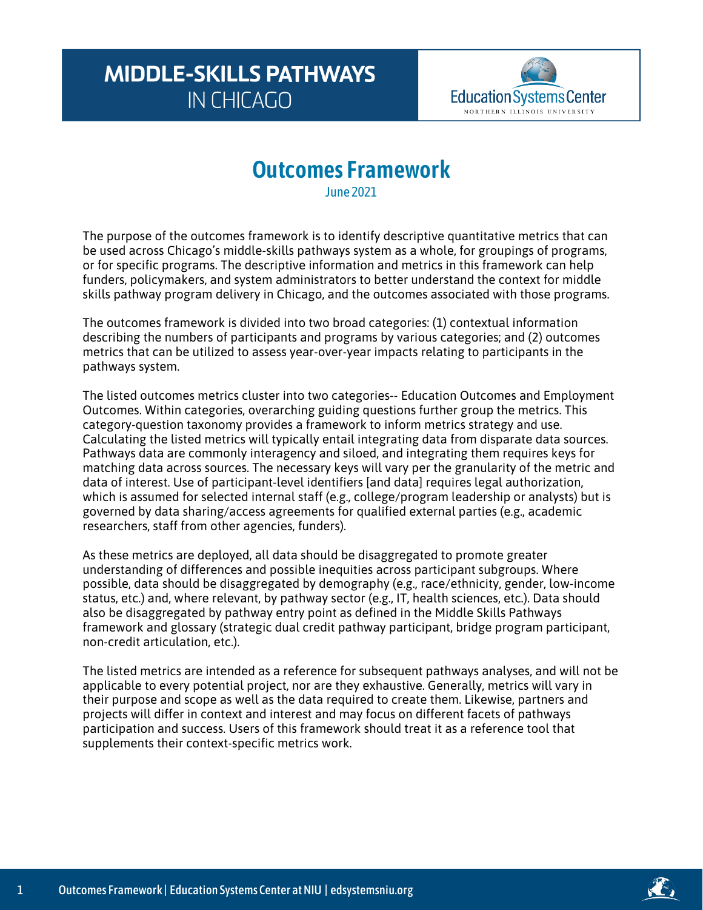# MIDDLE-SKILLS PATHWAYS IN CHICAGO

Education Systems Center
NORTHERN ILLINOIS UNIVERSITY

## Outcomes Framework

June 2021

The purpose of the outcomes framework is to identify descriptive quantitative metrics that can be used across Chicago's middle-skills pathways system as a whole, for groupings of programs, or for specific programs. The descriptive information and metrics in this framework can help funders, policymakers, and system administrators to better understand the context for middle skills pathway program delivery in Chicago, and the outcomes associated with those programs.

The outcomes framework is divided into two broad categories: (1) contextual information describing the numbers of participants and programs by various categories; and (2) outcomes metrics that can be utilized to assess year-over-year impacts relating to participants in the pathways system.

The listed outcomes metrics cluster into two categories-- Education Outcomes and Employment Outcomes. Within categories, overarching guiding questions further group the metrics. This category-question taxonomy provides a framework to inform metrics strategy and use. Calculating the listed metrics will typically entail integrating data from disparate data sources. Pathways data are commonly interagency and siloed, and integrating them requires keys for matching data across sources. The necessary keys will vary per the granularity of the metric and data of interest. Use of participant-level identifiers [and data] requires legal authorization, which is assumed for selected internal staff (e.g., college/program leadership or analysts) but is governed by data sharing/access agreements for qualified external parties (e.g., academic researchers, staff from other agencies, funders).

As these metrics are deployed, all data should be disaggregated to promote greater understanding of differences and possible inequities across participant subgroups. Where possible, data should be disaggregated by demography (e.g., race/ethnicity, gender, low-income status, etc.) and, where relevant, by pathway sector (e.g., IT, health sciences, etc.). Data should also be disaggregated by pathway entry point as defined in the Middle Skills Pathways framework and glossary (strategic dual credit pathway participant, bridge program participant, non-credit articulation, etc.).

The listed metrics are intended as a reference for subsequent pathways analyses, and will not be applicable to every potential project, nor are they exhaustive. Generally, metrics will vary in their purpose and scope as well as the data required to create them. Likewise, partners and projects will differ in context and interest and may focus on different facets of pathways participation and success. Users of this framework should treat it as a reference tool that supplements their context-specific metrics work.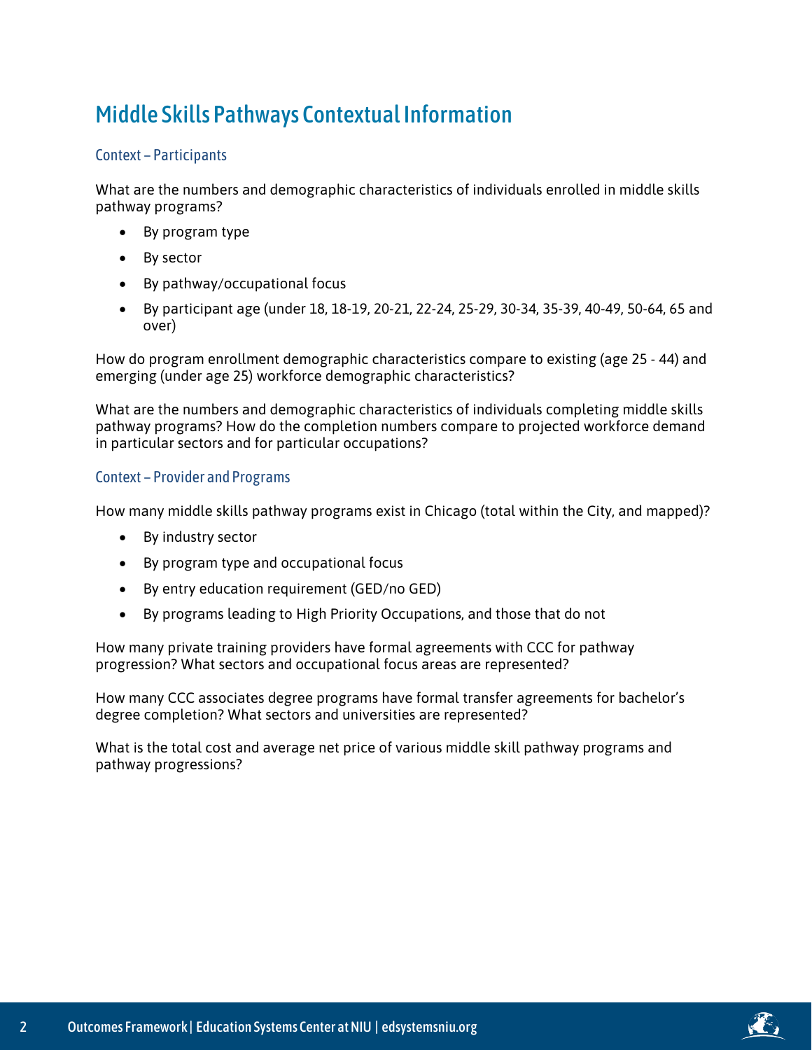# Middle Skills Pathways Contextual Information

## Context – Participants

What are the numbers and demographic characteristics of individuals enrolled in middle skills pathway programs?

- By program type
- By sector
- By pathway/occupational focus
- By participant age (under 18, 18-19, 20-21, 22-24, 25-29, 30-34, 35-39, 40-49, 50-64, 65 and over)

How do program enrollment demographic characteristics compare to existing (age 25 - 44) and emerging (under age 25) workforce demographic characteristics?

What are the numbers and demographic characteristics of individuals completing middle skills pathway programs? How do the completion numbers compare to projected workforce demand in particular sectors and for particular occupations?

## Context – Provider and Programs

How many middle skills pathway programs exist in Chicago (total within the City, and mapped)?

- By industry sector
- By program type and occupational focus
- By entry education requirement (GED/no GED)
- By programs leading to High Priority Occupations, and those that do not

How many private training providers have formal agreements with CCC for pathway progression? What sectors and occupational focus areas are represented?

How many CCC associates degree programs have formal transfer agreements for bachelor's degree completion? What sectors and universities are represented?

What is the total cost and average net price of various middle skill pathway programs and pathway progressions?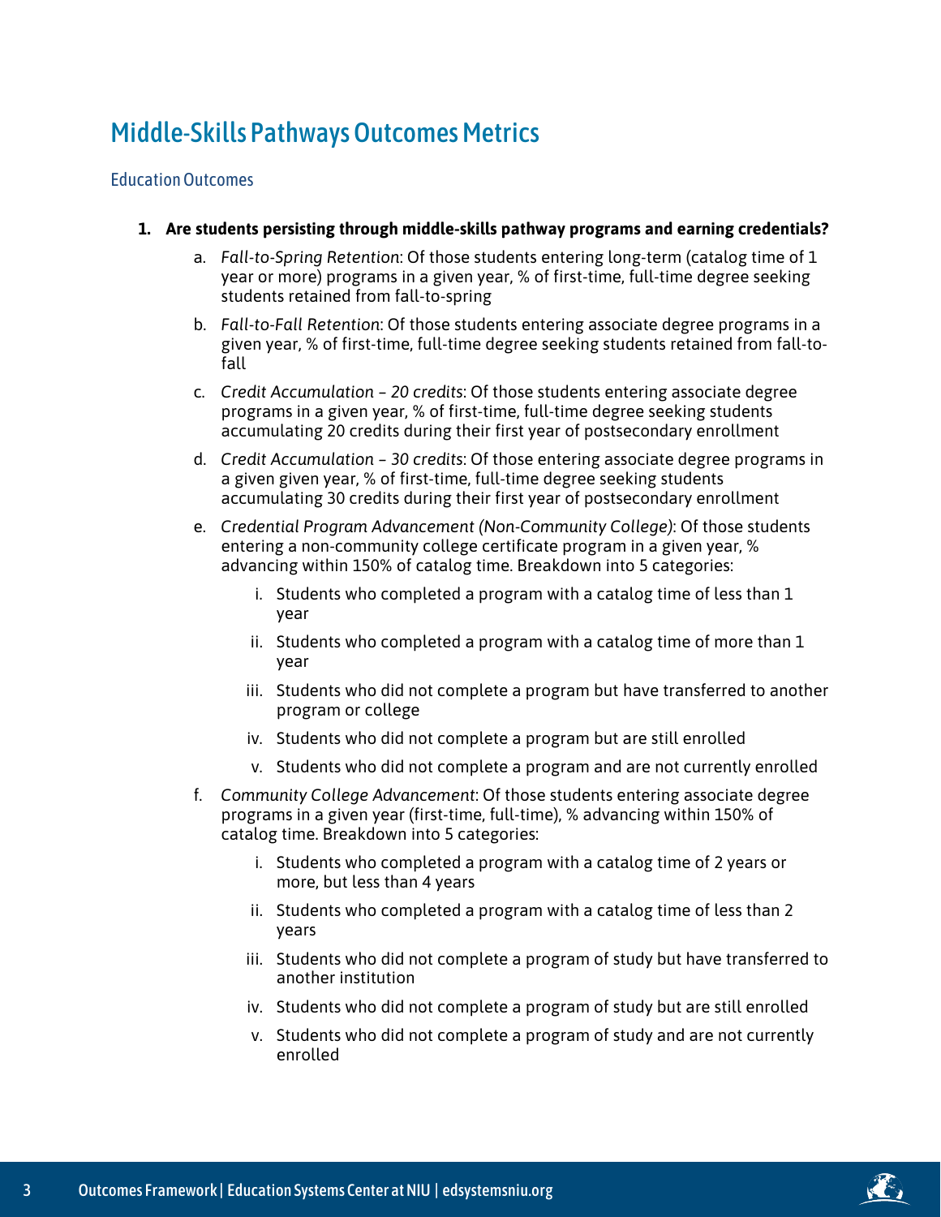# Middle-Skills Pathways Outcomes Metrics

## Education Outcomes

1. **Are students persisting through middle-skills pathway programs and earning credentials?**
    a. *Fall-to-Spring Retention*: Of those students entering long-term (catalog time of 1 year or more) programs in a given year, % of first-time, full-time degree seeking students retained from fall-to-spring
    b. *Fall-to-Fall Retention*: Of those students entering associate degree programs in a given year, % of first-time, full-time degree seeking students retained from fall-to-fall
    c. *Credit Accumulation – 20 credits*: Of those students entering associate degree programs in a given year, % of first-time, full-time degree seeking students accumulating 20 credits during their first year of postsecondary enrollment
    d. *Credit Accumulation – 30 credits*: Of those entering associate degree programs in a given given year, % of first-time, full-time degree seeking students accumulating 30 credits during their first year of postsecondary enrollment
    e. *Credential Program Advancement (Non-Community College)*: Of those students entering a non-community college certificate program in a given year, % advancing within 150% of catalog time. Breakdown into 5 categories:
        i. Students who completed a program with a catalog time of less than 1 year
        ii. Students who completed a program with a catalog time of more than 1 year
        iii. Students who did not complete a program but have transferred to another program or college
        iv. Students who did not complete a program but are still enrolled
        v. Students who did not complete a program and are not currently enrolled
    f. *Community College Advancement*: Of those students entering associate degree programs in a given year (first-time, full-time), % advancing within 150% of catalog time. Breakdown into 5 categories:
        i. Students who completed a program with a catalog time of 2 years or more, but less than 4 years
        ii. Students who completed a program with a catalog time of less than 2 years
        iii. Students who did not complete a program of study but have transferred to another institution
        iv. Students who did not complete a program of study but are still enrolled
        v. Students who did not complete a program of study and are not currently enrolled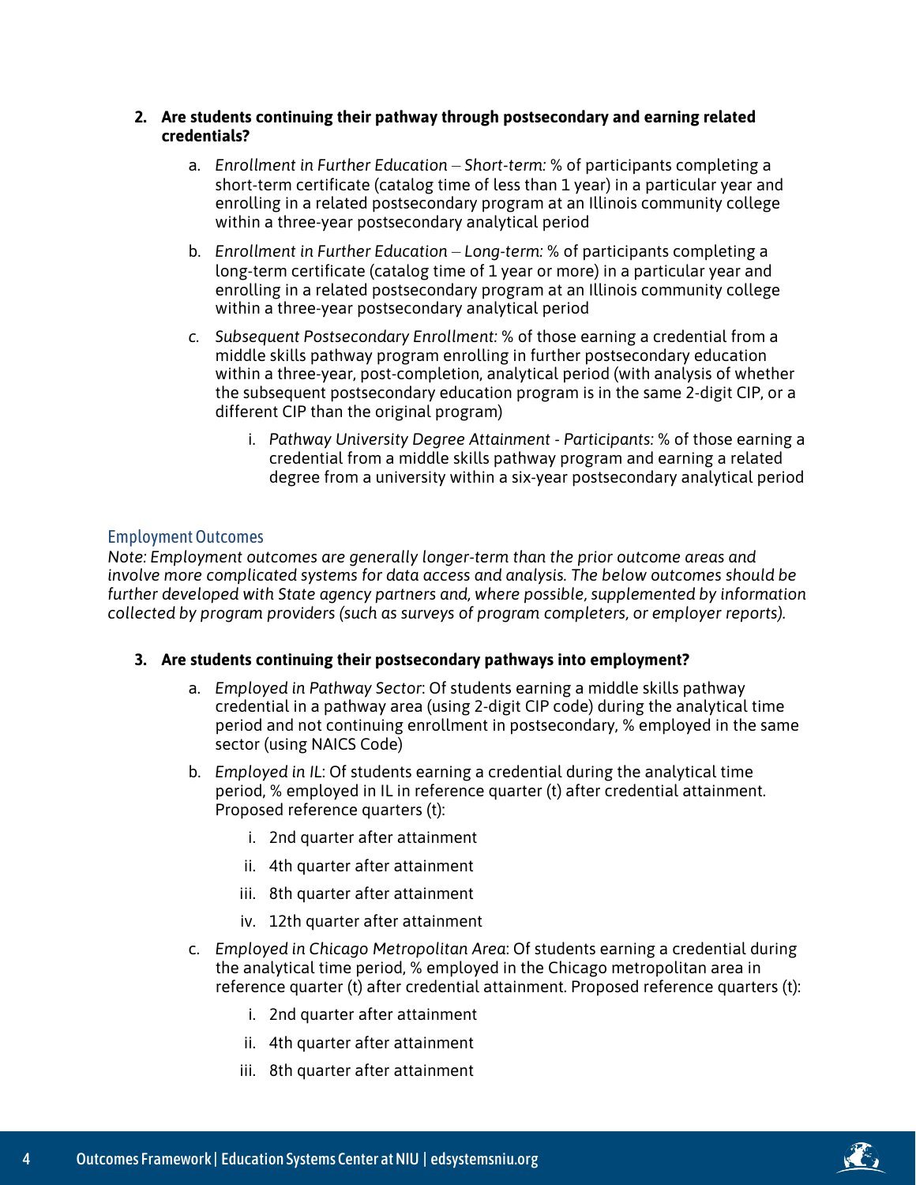2. **Are students continuing their pathway through postsecondary and earning related credentials?**

    a. *Enrollment in Further Education – Short-term:* % of participants completing a short-term certificate (catalog time of less than 1 year) in a particular year and enrolling in a related postsecondary program at an Illinois community college within a three-year postsecondary analytical period

    b. *Enrollment in Further Education – Long-term:* % of participants completing a long-term certificate (catalog time of 1 year or more) in a particular year and enrolling in a related postsecondary program at an Illinois community college within a three-year postsecondary analytical period

    c. *Subsequent Postsecondary Enrollment:* % of those earning a credential from a middle skills pathway program enrolling in further postsecondary education within a three-year, post-completion, analytical period (with analysis of whether the subsequent postsecondary education program is in the same 2-digit CIP, or a different CIP than the original program)

        i. *Pathway University Degree Attainment - Participants:* % of those earning a credential from a middle skills pathway program and earning a related degree from a university within a six-year postsecondary analytical period

### Employment Outcomes

*Note: Employment outcomes are generally longer-term than the prior outcome areas and involve more complicated systems for data access and analysis. The below outcomes should be further developed with State agency partners and, where possible, supplemented by information collected by program providers (such as surveys of program completers, or employer reports).*

3. **Are students continuing their postsecondary pathways into employment?**

    a. *Employed in Pathway Sector*: Of students earning a middle skills pathway credential in a pathway area (using 2-digit CIP code) during the analytical time period and not continuing enrollment in postsecondary, % employed in the same sector (using NAICS Code)

    b. *Employed in IL*: Of students earning a credential during the analytical time period, % employed in IL in reference quarter (t) after credential attainment. Proposed reference quarters (t):

        i. 2nd quarter after attainment

        ii. 4th quarter after attainment

        iii. 8th quarter after attainment

        iv. 12th quarter after attainment

    c. *Employed in Chicago Metropolitan Area*: Of students earning a credential during the analytical time period, % employed in the Chicago metropolitan area in reference quarter (t) after credential attainment. Proposed reference quarters (t):

        i. 2nd quarter after attainment

        ii. 4th quarter after attainment

        iii. 8th quarter after attainment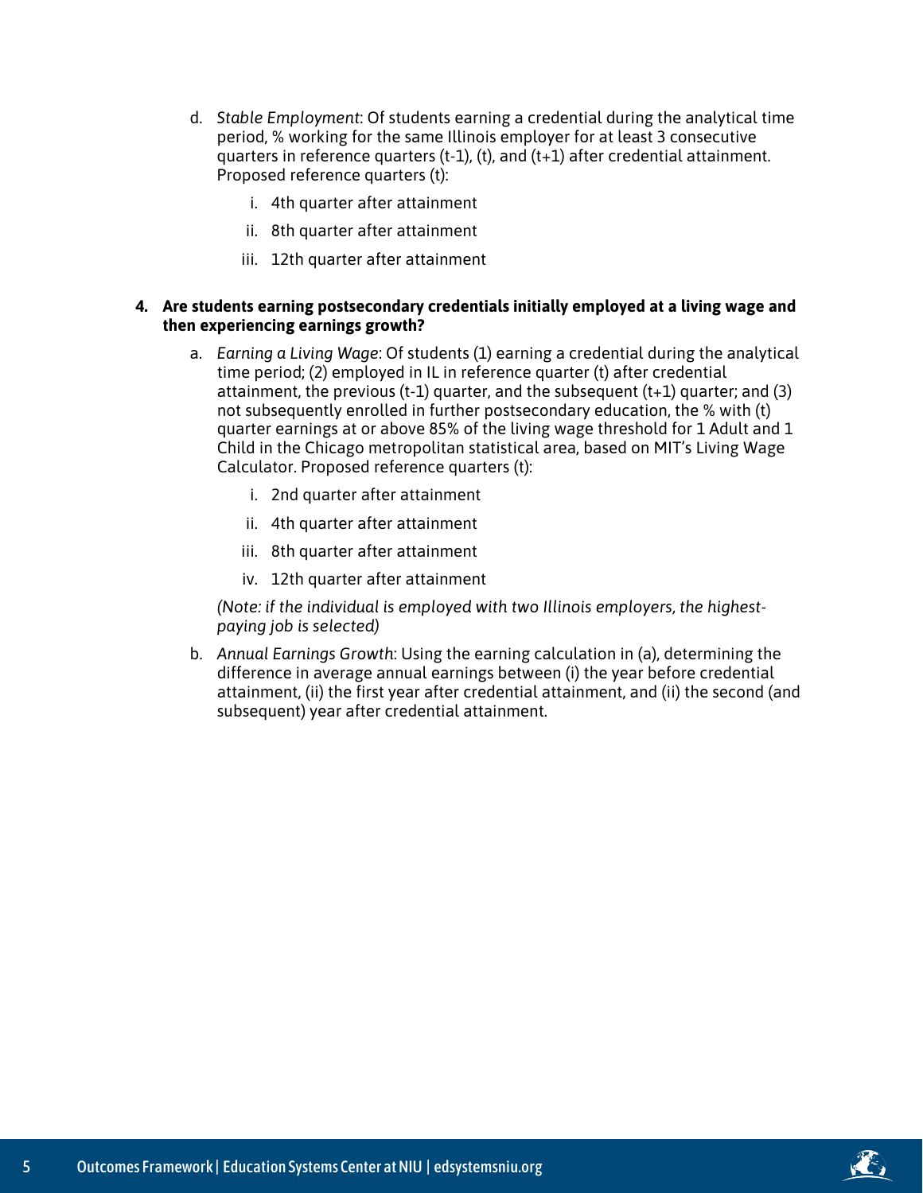d. *Stable Employment*: Of students earning a credential during the analytical time period, % working for the same Illinois employer for at least 3 consecutive quarters in reference quarters (t-1), (t), and (t+1) after credential attainment. Proposed reference quarters (t):

   i. 4th quarter after attainment

   ii. 8th quarter after attainment

   iii. 12th quarter after attainment

**4. Are students earning postsecondary credentials initially employed at a living wage and then experiencing earnings growth?**

a. *Earning a Living Wage*: Of students (1) earning a credential during the analytical time period; (2) employed in IL in reference quarter (t) after credential attainment, the previous (t-1) quarter, and the subsequent (t+1) quarter; and (3) not subsequently enrolled in further postsecondary education, the % with (t) quarter earnings at or above 85% of the living wage threshold for 1 Adult and 1 Child in the Chicago metropolitan statistical area, based on MIT's Living Wage Calculator. Proposed reference quarters (t):

   i. 2nd quarter after attainment

   ii. 4th quarter after attainment

   iii. 8th quarter after attainment

   iv. 12th quarter after attainment

   *(Note: if the individual is employed with two Illinois employers, the highest-paying job is selected)*

b. *Annual Earnings Growth*: Using the earning calculation in (a), determining the difference in average annual earnings between (i) the year before credential attainment, (ii) the first year after credential attainment, and (ii) the second (and subsequent) year after credential attainment.